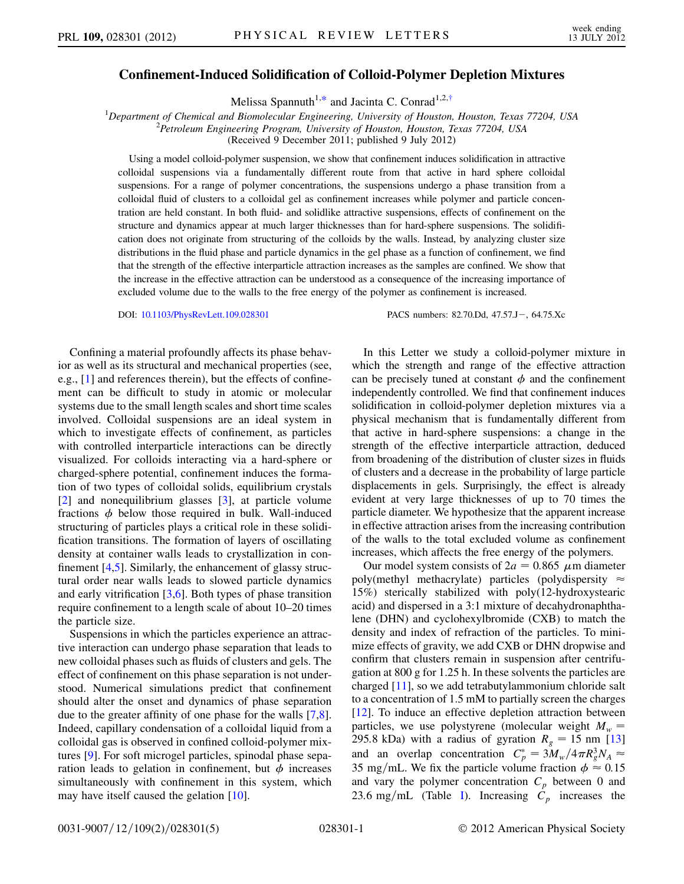# Confinement-Induced Solidification of Colloid-Polymer Depletion Mixtures

Melissa Spannuth[1,*] and Jacinta C. Conrad[1,2,†]

[1]Department of Chemical and Biomolecular Engineering, University of Houston, Houston, Texas 77204, USA
[2]Petroleum Engineering Program, University of Houston, Houston, Texas 77204, USA
(Received 9 December 2011; published 9 July 2012)

Using a model colloid-polymer suspension, we show that confinement induces solidification in attractive colloidal suspensions via a fundamentally different route from that active in hard sphere colloidal suspensions. For a range of polymer concentrations, the suspensions undergo a phase transition from a colloidal fluid of clusters to a colloidal gel as confinement increases while polymer and particle concentration are held constant. In both fluid- and solidlike attractive suspensions, effects of confinement on the structure and dynamics appear at much larger thicknesses than for hard-sphere suspensions. The solidification does not originate from structuring of the colloids by the walls. Instead, by analyzing cluster size distributions in the fluid phase and particle dynamics in the gel phase as a function of confinement, we find that the strength of the effective interparticle attraction increases as the samples are confined. We show that the increase in the effective attraction can be understood as a consequence of the increasing importance of excluded volume due to the walls to the free energy of the polymer as confinement is increased.

DOI: 10.1103/PhysRevLett.109.028301 PACS numbers: 82.70.Dd, 47.57.J−, 64.75.Xc

Confining a material profoundly affects its phase behavior as well as its structural and mechanical properties (see, e.g., [1] and references therein), but the effects of confinement can be difficult to study in atomic or molecular systems due to the small length scales and short time scales involved. Colloidal suspensions are an ideal system in which to investigate effects of confinement, as particles with controlled interparticle interactions can be directly visualized. For colloids interacting via a hard-sphere or charged-sphere potential, confinement induces the formation of two types of colloidal solids, equilibrium crystals [2] and nonequilibrium glasses [3], at particle volume fractions $\phi$ below those required in bulk. Wall-induced structuring of particles plays a critical role in these solidification transitions. The formation of layers of oscillating density at container walls leads to crystallization in confinement [4,5]. Similarly, the enhancement of glassy structural order near walls leads to slowed particle dynamics and early vitrification [3,6]. Both types of phase transition require confinement to a length scale of about 10–20 times the particle size.

Suspensions in which the particles experience an attractive interaction can undergo phase separation that leads to new colloidal phases such as fluids of clusters and gels. The effect of confinement on this phase separation is not understood. Numerical simulations predict that confinement should alter the onset and dynamics of phase separation due to the greater affinity of one phase for the walls [7,8]. Indeed, capillary condensation of a colloidal liquid from a colloidal gas is observed in confined colloid-polymer mixtures [9]. For soft microgel particles, spinodal phase separation leads to gelation in confinement, but $\phi$ increases simultaneously with confinement in this system, which may have itself caused the gelation [10].

In this Letter we study a colloid-polymer mixture in which the strength and range of the effective attraction can be precisely tuned at constant $\phi$ and the confinement independently controlled. We find that confinement induces solidification in colloid-polymer depletion mixtures via a physical mechanism that is fundamentally different from that active in hard-sphere suspensions: a change in the strength of the effective interparticle attraction, deduced from broadening of the distribution of cluster sizes in fluids of clusters and a decrease in the probability of large particle displacements in gels. Surprisingly, the effect is already evident at very large thicknesses of up to 70 times the particle diameter. We hypothesize that the apparent increase in effective attraction arises from the increasing contribution of the walls to the total excluded volume as confinement increases, which affects the free energy of the polymers.

Our model system consists of $2a = 0.865$ $\mu$m diameter poly(methyl methacrylate) particles (polydispersity $\approx$ 15%) sterically stabilized with poly(12-hydroxystearic acid) and dispersed in a 3:1 mixture of decahydronaphthalene (DHN) and cyclohexylbromide (CXB) to match the density and index of refraction of the particles. To minimize effects of gravity, we add CXB or DHN dropwise and confirm that clusters remain in suspension after centrifugation at 800 g for 1.25 h. In these solvents the particles are charged [11], so we add tetrabutylammonium chloride salt to a concentration of 1.5 mM to partially screen the charges [12]. To induce an effective depletion attraction between particles, we use polystyrene (molecular weight $M_w$ = 295.8 kDa) with a radius of gyration $R_g$ = 15 nm [13] and an overlap concentration $C_p^* = 3M_w/4\pi R_g^3 N_A \approx$ 35 mg/mL. We fix the particle volume fraction $\phi \approx 0.15$ and vary the polymer concentration $C_p$ between 0 and 23.6 mg/mL (Table I). Increasing $C_p$ increases the

0031-9007/12/109(2)/028301(5) © 2012 American Physical Society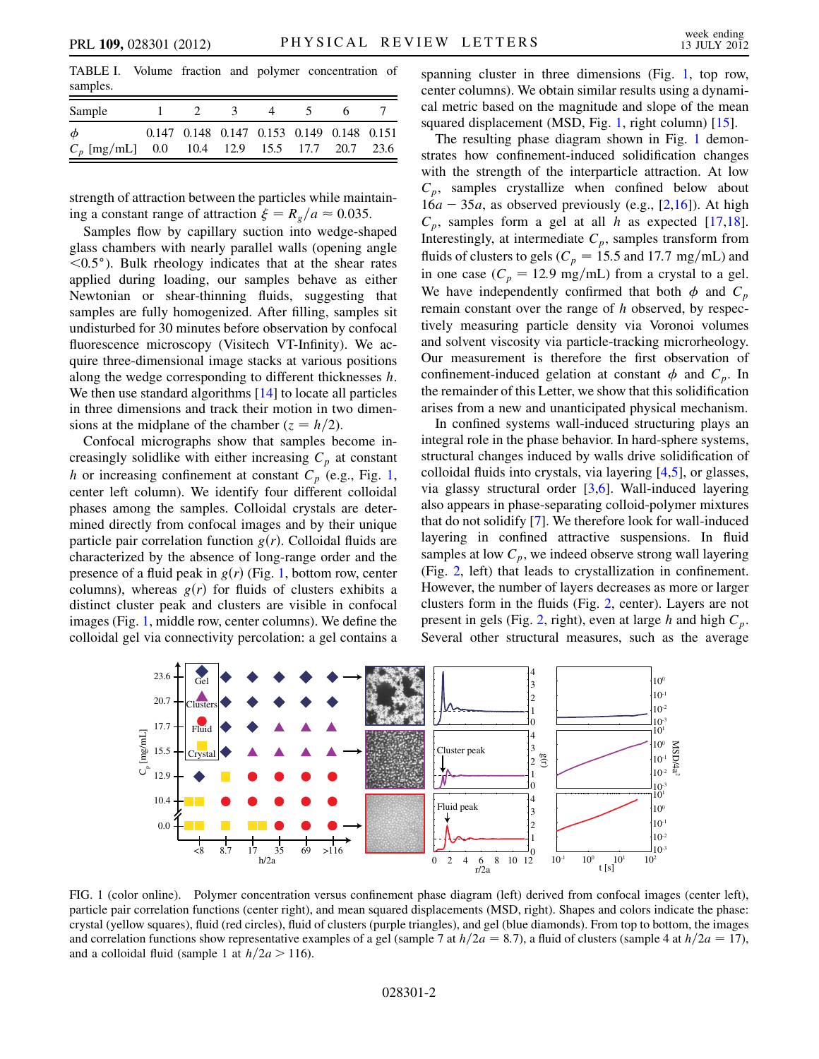TABLE I. Volume fraction and polymer concentration of samples.

| Sample | 1 | 2 | 3 | 4 | 5 | 6 | 7 |
|---|---|---|---|---|---|---|---|
| $\phi$ | 0.147 | 0.148 | 0.147 | 0.153 | 0.149 | 0.148 | 0.151 |
| $C_p$ [mg/mL] | 0.0 | 10.4 | 12.9 | 15.5 | 17.7 | 20.7 | 23.6 |

strength of attraction between the particles while maintaining a constant range of attraction $\xi = R_g/a \approx 0.035$.

Samples flow by capillary suction into wedge-shaped glass chambers with nearly parallel walls (opening angle $<0.5°$). Bulk rheology indicates that at the shear rates applied during loading, our samples behave as either Newtonian or shear-thinning fluids, suggesting that samples are fully homogenized. After filling, samples sit undisturbed for 30 minutes before observation by confocal fluorescence microscopy (Visitech VT-Infinity). We acquire three-dimensional image stacks at various positions along the wedge corresponding to different thicknesses $h$. We then use standard algorithms [14] to locate all particles in three dimensions and track their motion in two dimensions at the midplane of the chamber ($z = h/2$).

Confocal micrographs show that samples become increasingly solidlike with either increasing $C_p$ at constant $h$ or increasing confinement at constant $C_p$ (e.g., Fig. 1, center left column). We identify four different colloidal phases among the samples. Colloidal crystals are determined directly from confocal images and by their unique particle pair correlation function $g(r)$. Colloidal fluids are characterized by the absence of long-range order and the presence of a fluid peak in $g(r)$ (Fig. 1, bottom row, center columns), whereas $g(r)$ for fluids of clusters exhibits a distinct cluster peak and clusters are visible in confocal images (Fig. 1, middle row, center columns). We define the colloidal gel via connectivity percolation: a gel contains a spanning cluster in three dimensions (Fig. 1, top row, center columns). We obtain similar results using a dynamical metric based on the magnitude and slope of the mean squared displacement (MSD, Fig. 1, right column) [15].

The resulting phase diagram shown in Fig. 1 demonstrates how confinement-induced solidification changes with the strength of the interparticle attraction. At low $C_p$, samples crystallize when confined below about $16a - 35a$, as observed previously (e.g., [2,16]). At high $C_p$, samples form a gel at all $h$ as expected [17,18]. Interestingly, at intermediate $C_p$, samples transform from fluids of clusters to gels ($C_p = 15.5$ and $17.7$ mg/mL) and in one case ($C_p = 12.9$ mg/mL) from a crystal to a gel. We have independently confirmed that both $\phi$ and $C_p$ remain constant over the range of $h$ observed, by respectively measuring particle density via Voronoi volumes and solvent viscosity via particle-tracking microrheology. Our measurement is therefore the first observation of confinement-induced gelation at constant $\phi$ and $C_p$. In the remainder of this Letter, we show that this solidification arises from a new and unanticipated physical mechanism.

In confined systems wall-induced structuring plays an integral role in the phase behavior. In hard-sphere systems, structural changes induced by walls drive solidification of colloidal fluids into crystals, via layering [4,5], or glasses, via glassy structural order [3,6]. Wall-induced layering also appears in phase-separating colloid-polymer mixtures that do not solidify [7]. We therefore look for wall-induced layering in confined attractive suspensions. In fluid samples at low $C_p$, we indeed observe strong wall layering (Fig. 2, left) that leads to crystallization in confinement. However, the number of layers decreases as more or larger clusters form in the fluids (Fig. 2, center). Layers are not present in gels (Fig. 2, right), even at large $h$ and high $C_p$. Several other structural measures, such as the average

FIG. 1 (color online). Polymer concentration versus confinement phase diagram (left) derived from confocal images (center left), particle pair correlation functions (center right), and mean squared displacements (MSD, right). Shapes and colors indicate the phase: crystal (yellow squares), fluid (red circles), fluid of clusters (purple triangles), and gel (blue diamonds). From top to bottom, the images and correlation functions show representative examples of a gel (sample 7 at $h/2a = 8.7$), a fluid of clusters (sample 4 at $h/2a = 17$), and a colloidal fluid (sample 1 at $h/2a > 116$).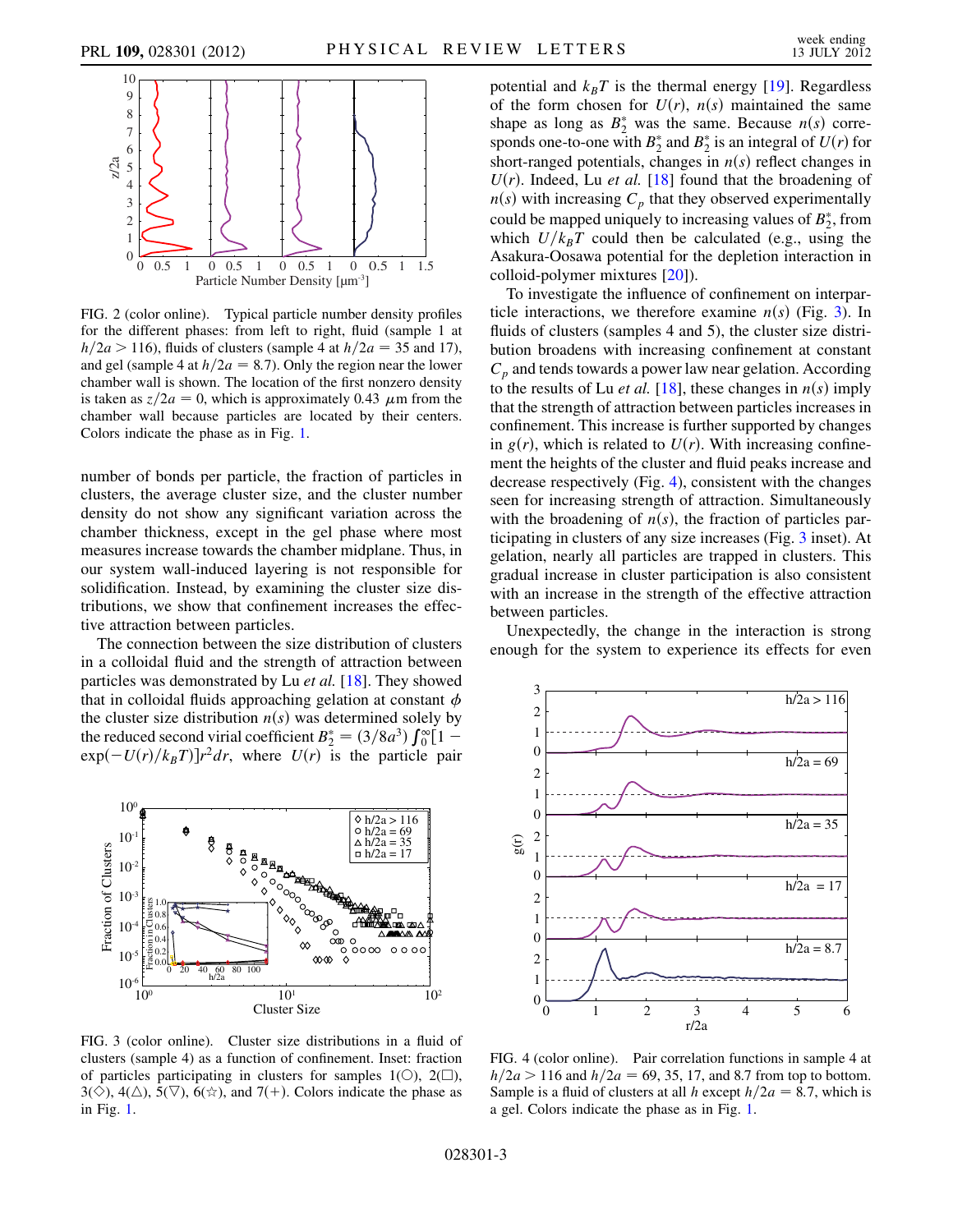FIG. 2 (color online). Typical particle number density profiles for the different phases: from left to right, fluid (sample 1 at $h/2a > 116$), fluids of clusters (sample 4 at $h/2a = 35$ and 17), and gel (sample 4 at $h/2a = 8.7$). Only the region near the lower chamber wall is shown. The location of the first nonzero density is taken as $z/2a = 0$, which is approximately 0.43 $\mu$m from the chamber wall because particles are located by their centers. Colors indicate the phase as in Fig. 1.

number of bonds per particle, the fraction of particles in clusters, the average cluster size, and the cluster number density do not show any significant variation across the chamber thickness, except in the gel phase where most measures increase towards the chamber midplane. Thus, in our system wall-induced layering is not responsible for solidification. Instead, by examining the cluster size distributions, we show that confinement increases the effective attraction between particles.

The connection between the size distribution of clusters in a colloidal fluid and the strength of attraction between particles was demonstrated by Lu *et al.* [18]. They showed that in colloidal fluids approaching gelation at constant $\phi$ the cluster size distribution $n(s)$ was determined solely by the reduced second virial coefficient $B_2^* = (3/8a^3)\int_0^\infty [1 - \exp(-U(r)/k_BT)]r^2 dr$, where $U(r)$ is the particle pair potential and $k_BT$ is the thermal energy [19]. Regardless of the form chosen for $U(r)$, $n(s)$ maintained the same shape as long as $B_2^*$ was the same. Because $n(s)$ corresponds one-to-one with $B_2^*$ and $B_2^*$ is an integral of $U(r)$ for short-ranged potentials, changes in $n(s)$ reflect changes in $U(r)$. Indeed, Lu *et al.* [18] found that the broadening of $n(s)$ with increasing $C_p$ that they observed experimentally could be mapped uniquely to increasing values of $B_2^*$, from which $U/k_BT$ could then be calculated (e.g., using the Asakura-Oosawa potential for the depletion interaction in colloid-polymer mixtures [20]).

To investigate the influence of confinement on interparticle interactions, we therefore examine $n(s)$ (Fig. 3). In fluids of clusters (samples 4 and 5), the cluster size distribution broadens with increasing confinement at constant $C_p$ and tends towards a power law near gelation. According to the results of Lu *et al.* [18], these changes in $n(s)$ imply that the strength of attraction between particles increases in confinement. This increase is further supported by changes in $g(r)$, which is related to $U(r)$. With increasing confinement the heights of the cluster and fluid peaks increase and decrease respectively (Fig. 4), consistent with the changes seen for increasing strength of attraction. Simultaneously with the broadening of $n(s)$, the fraction of particles participating in clusters of any size increases (Fig. 3 inset). At gelation, nearly all particles are trapped in clusters. This gradual increase in cluster participation is also consistent with an increase in the strength of the effective attraction between particles.

Unexpectedly, the change in the interaction is strong enough for the system to experience its effects for even

FIG. 3 (color online). Cluster size distributions in a fluid of clusters (sample 4) as a function of confinement. Inset: fraction of particles participating in clusters for samples 1(○), 2(□), 3(◇), 4(△), 5(▽), 6(☆), and 7(+). Colors indicate the phase as in Fig. 1.

FIG. 4 (color online). Pair correlation functions in sample 4 at $h/2a > 116$ and $h/2a = 69$, 35, 17, and 8.7 from top to bottom. Sample is a fluid of clusters at all $h$ except $h/2a = 8.7$, which is a gel. Colors indicate the phase as in Fig. 1.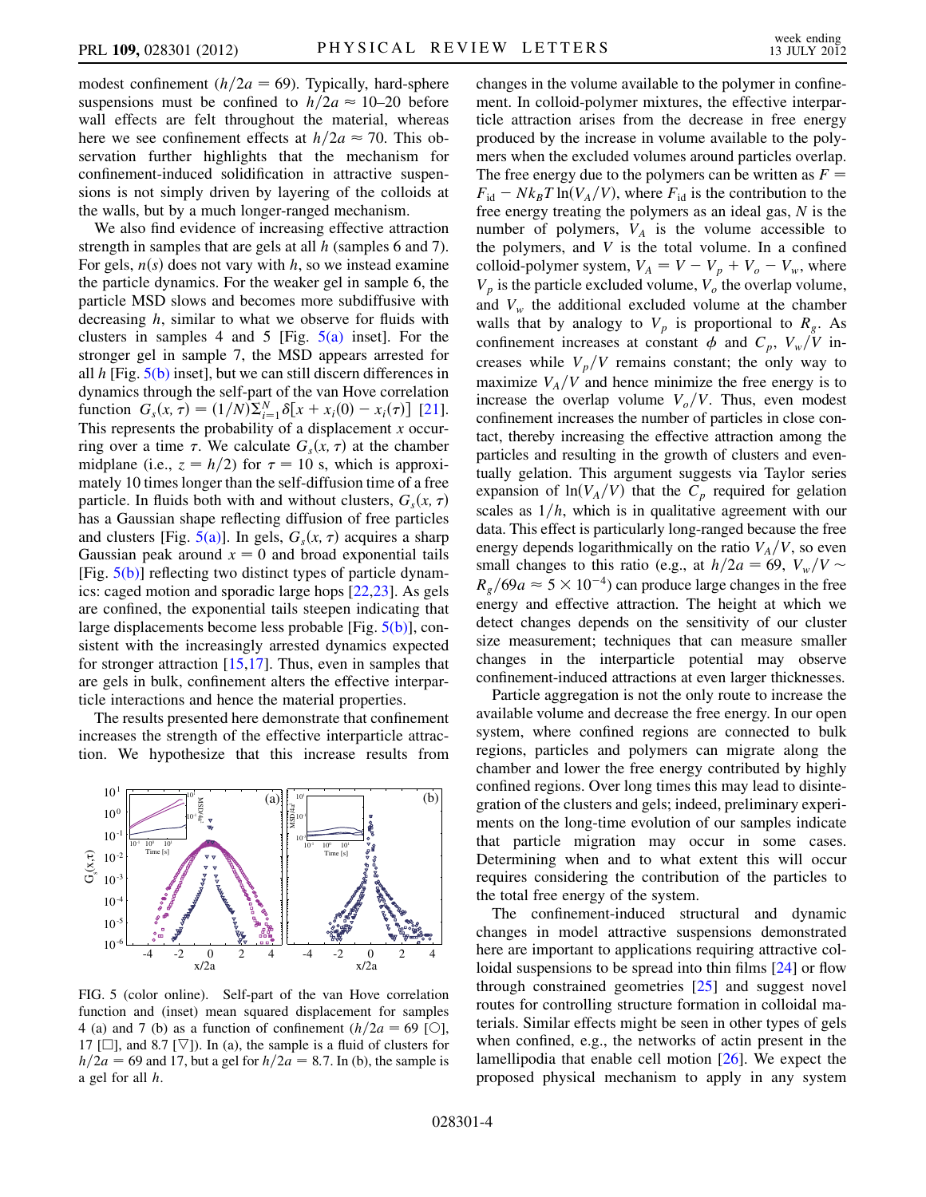modest confinement ($h/2a = 69$). Typically, hard-sphere suspensions must be confined to $h/2a \approx 10$–$20$ before wall effects are felt throughout the material, whereas here we see confinement effects at $h/2a \approx 70$. This observation further highlights that the mechanism for confinement-induced solidification in attractive suspensions is not simply driven by layering of the colloids at the walls, but by a much longer-ranged mechanism.

We also find evidence of increasing effective attraction strength in samples that are gels at all $h$ (samples 6 and 7). For gels, $n(s)$ does not vary with $h$, so we instead examine the particle dynamics. For the weaker gel in sample 6, the particle MSD slows and becomes more subdiffusive with decreasing $h$, similar to what we observe for fluids with clusters in samples 4 and 5 [Fig. 5(a) inset]. For the stronger gel in sample 7, the MSD appears arrested for all $h$ [Fig. 5(b) inset], but we can still discern differences in dynamics through the self-part of the van Hove correlation function $G_s(x, \tau) = (1/N)\sum_{i=1}^{N} \delta[x + x_i(0) - x_i(\tau)]$ [21]. This represents the probability of a displacement $x$ occurring over a time $\tau$. We calculate $G_s(x, \tau)$ at the chamber midplane (i.e., $z = h/2$) for $\tau = 10$ s, which is approximately 10 times longer than the self-diffusion time of a free particle. In fluids both with and without clusters, $G_s(x, \tau)$ has a Gaussian shape reflecting diffusion of free particles and clusters [Fig. 5(a)]. In gels, $G_s(x, \tau)$ acquires a sharp Gaussian peak around $x = 0$ and broad exponential tails [Fig. 5(b)] reflecting two distinct types of particle dynamics: caged motion and sporadic large hops [22,23]. As gels are confined, the exponential tails steepen indicating that large displacements become less probable [Fig. 5(b)], consistent with the increasingly arrested dynamics expected for stronger attraction [15,17]. Thus, even in samples that are gels in bulk, confinement alters the effective interparticle interactions and hence the material properties.

The results presented here demonstrate that confinement increases the strength of the effective interparticle attraction. We hypothesize that this increase results from changes in the volume available to the polymer in confinement. In colloid-polymer mixtures, the effective interparticle attraction arises from the decrease in free energy produced by the increase in volume available to the polymers when the excluded volumes around particles overlap. The free energy due to the polymers can be written as $F = F_{\text{id}} - Nk_BT\ln(V_A/V)$, where $F_{\text{id}}$ is the contribution to the free energy treating the polymers as an ideal gas, $N$ is the number of polymers, $V_A$ is the volume accessible to the polymers, and $V$ is the total volume. In a confined colloid-polymer system, $V_A = V - V_p + V_o - V_w$, where $V_p$ is the particle excluded volume, $V_o$ the overlap volume, and $V_w$ the additional excluded volume at the chamber walls that by analogy to $V_p$ is proportional to $R_g$. As confinement increases at constant $\phi$ and $C_p$, $V_w/V$ increases while $V_p/V$ remains constant; the only way to maximize $V_A/V$ and hence minimize the free energy is to increase the overlap volume $V_o/V$. Thus, even modest confinement increases the number of particles in close contact, thereby increasing the effective attraction among the particles and resulting in the growth of clusters and eventually gelation. This argument suggests via Taylor series expansion of $\ln(V_A/V)$ that the $C_p$ required for gelation scales as $1/h$, which is in qualitative agreement with our data. This effect is particularly long-ranged because the free energy depends logarithmically on the ratio $V_A/V$, so even small changes to this ratio (e.g., at $h/2a = 69$, $V_w/V \sim R_g/69a \approx 5 \times 10^{-4}$) can produce large changes in the free energy and effective attraction. The height at which we detect changes depends on the sensitivity of our cluster size measurement; techniques that can measure smaller changes in the interparticle potential may observe confinement-induced attractions at even larger thicknesses.

Particle aggregation is not the only route to increase the available volume and decrease the free energy. In our open system, where confined regions are connected to bulk regions, particles and polymers can migrate along the chamber and lower the free energy contributed by highly confined regions. Over long times this may lead to disintegration of the clusters and gels; indeed, preliminary experiments on the long-time evolution of our samples indicate that particle migration may occur in some cases. Determining when and to what extent this will occur requires considering the contribution of the particles to the total free energy of the system.

The confinement-induced structural and dynamic changes in model attractive suspensions demonstrated here are important to applications requiring attractive colloidal suspensions to be spread into thin films [24] or flow through constrained geometries [25] and suggest novel routes for controlling structure formation in colloidal materials. Similar effects might be seen in other types of gels when confined, e.g., the networks of actin present in the lamellipodia that enable cell motion [26]. We expect the proposed physical mechanism to apply in any system

FIG. 5 (color online). Self-part of the van Hove correlation function and (inset) mean squared displacement for samples 4 (a) and 7 (b) as a function of confinement ($h/2a = 69$ [○], 17 [□], and 8.7 [▽]). In (a), the sample is a fluid of clusters for $h/2a = 69$ and 17, but a gel for $h/2a = 8.7$. In (b), the sample is a gel for all $h$.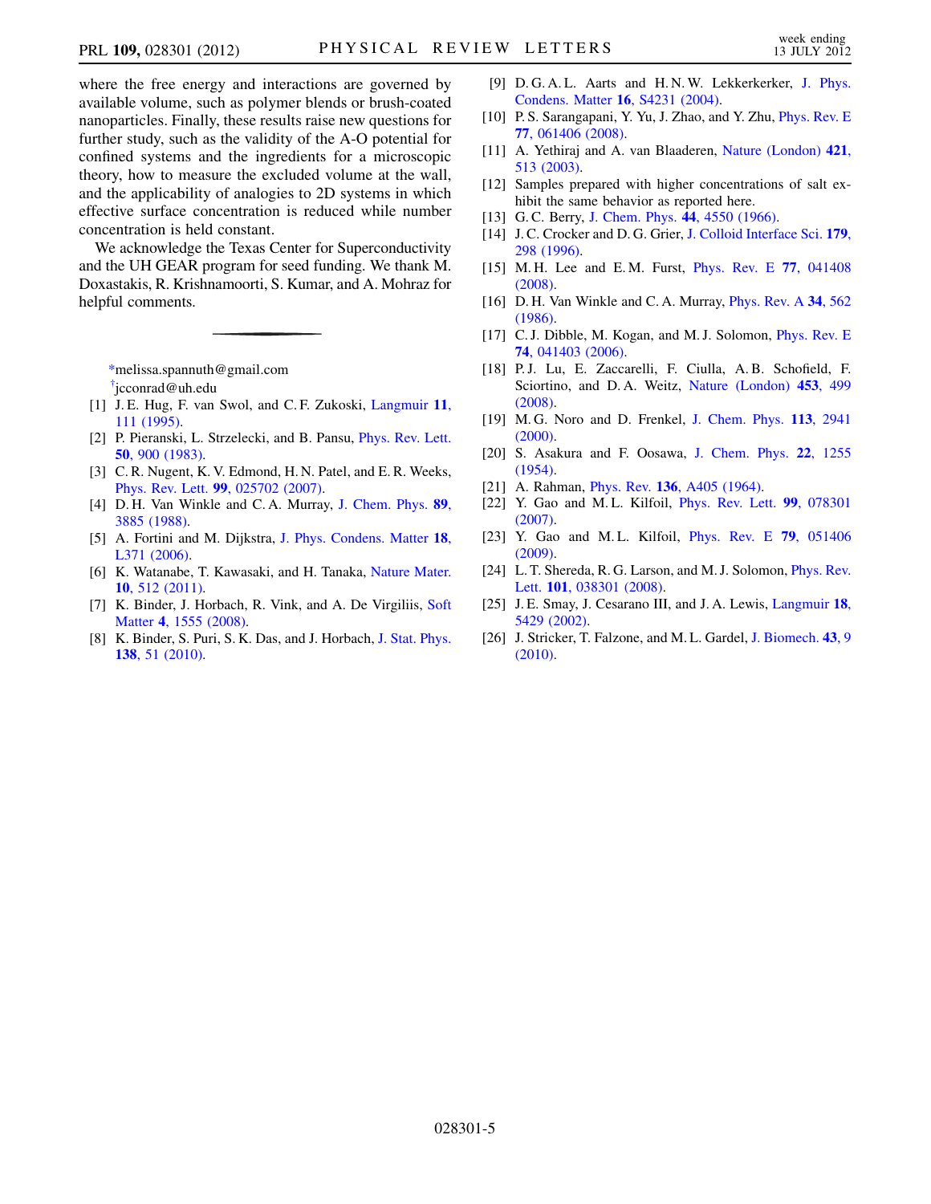where the free energy and interactions are governed by available volume, such as polymer blends or brush-coated nanoparticles. Finally, these results raise new questions for further study, such as the validity of the A-O potential for confined systems and the ingredients for a microscopic theory, how to measure the excluded volume at the wall, and the applicability of analogies to 2D systems in which effective surface concentration is reduced while number concentration is held constant.

We acknowledge the Texas Center for Superconductivity and the UH GEAR program for seed funding. We thank M. Doxastakis, R. Krishnamoorti, S. Kumar, and A. Mohraz for helpful comments.

---

*melissa.spannuth@gmail.com

†jcconrad@uh.edu

[1] J. E. Hug, F. van Swol, and C. F. Zukoski, Langmuir **11**, 111 (1995).

[2] P. Pieranski, L. Strzelecki, and B. Pansu, Phys. Rev. Lett. **50**, 900 (1983).

[3] C. R. Nugent, K. V. Edmond, H. N. Patel, and E. R. Weeks, Phys. Rev. Lett. **99**, 025702 (2007).

[4] D. H. Van Winkle and C. A. Murray, J. Chem. Phys. **89**, 3885 (1988).

[5] A. Fortini and M. Dijkstra, J. Phys. Condens. Matter **18**, L371 (2006).

[6] K. Watanabe, T. Kawasaki, and H. Tanaka, Nature Mater. **10**, 512 (2011).

[7] K. Binder, J. Horbach, R. Vink, and A. De Virgiliis, Soft Matter **4**, 1555 (2008).

[8] K. Binder, S. Puri, S. K. Das, and J. Horbach, J. Stat. Phys. **138**, 51 (2010).

[9] D. G. A. L. Aarts and H. N. W. Lekkerkerker, J. Phys. Condens. Matter **16**, S4231 (2004).

[10] P. S. Sarangapani, Y. Yu, J. Zhao, and Y. Zhu, Phys. Rev. E **77**, 061406 (2008).

[11] A. Yethiraj and A. van Blaaderen, Nature (London) **421**, 513 (2003).

[12] Samples prepared with higher concentrations of salt exhibit the same behavior as reported here.

[13] G. C. Berry, J. Chem. Phys. **44**, 4550 (1966).

[14] J. C. Crocker and D. G. Grier, J. Colloid Interface Sci. **179**, 298 (1996).

[15] M. H. Lee and E. M. Furst, Phys. Rev. E **77**, 041408 (2008).

[16] D. H. Van Winkle and C. A. Murray, Phys. Rev. A **34**, 562 (1986).

[17] C. J. Dibble, M. Kogan, and M. J. Solomon, Phys. Rev. E **74**, 041403 (2006).

[18] P. J. Lu, E. Zaccarelli, F. Ciulla, A. B. Schofield, F. Sciortino, and D. A. Weitz, Nature (London) **453**, 499 (2008).

[19] M. G. Noro and D. Frenkel, J. Chem. Phys. **113**, 2941 (2000).

[20] S. Asakura and F. Oosawa, J. Chem. Phys. **22**, 1255 (1954).

[21] A. Rahman, Phys. Rev. **136**, A405 (1964).

[22] Y. Gao and M. L. Kilfoil, Phys. Rev. Lett. **99**, 078301 (2007).

[23] Y. Gao and M. L. Kilfoil, Phys. Rev. E **79**, 051406 (2009).

[24] L. T. Shereda, R. G. Larson, and M. J. Solomon, Phys. Rev. Lett. **101**, 038301 (2008).

[25] J. E. Smay, J. Cesarano III, and J. A. Lewis, Langmuir **18**, 5429 (2002).

[26] J. Stricker, T. Falzone, and M. L. Gardel, J. Biomech. **43**, 9 (2010).